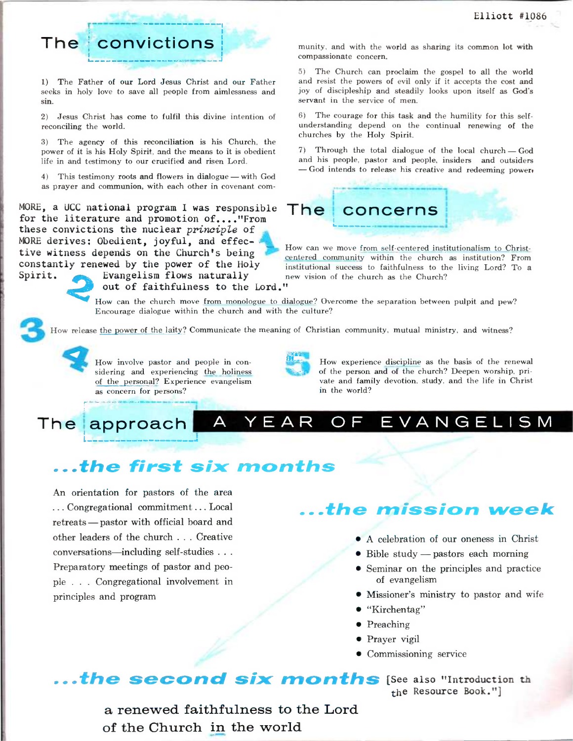## The convictions

1) The Father of our Lord Jesus Christ and our Father seeks in holy love to save all people from aimlessness and sin.

2) Jesus Christ has come to fulfil this divine intention of reconciling the world.

3) The agency of this reconciliation is his Church, the power of it is his Holy Spirit, and the means to it is obedient life in and testimony to our crucified and risen Lord.

4) This testimony roots and flowers in dialogue — with God as prayer and communion, with each other in covenant community, and with the world as sharing its common lot with compassionate concern.

5) The Church can proclaim the gospel to all the world and resist the powers of evil only if it accepts the cost and joy of discipleship and steadily looks upon itself as God's servant in the service of men.

6) The courage for this task and the humility for this self-understanding depend on the continual renewing of the churches by the Holy Spirit.

7) Through the total dialogue of the local church — God and his people, pastor and people, insiders and outsiders — God intends to release his creative and redeeming power.

MORE, a UCC national program I was responsible for the literature and promotion of...."From these convictions the nuclear *principle* of MORE derives: Obedient, joyful, and effective witness depends on the Church's being constantly renewed by the power of the Holy Spirit. Evangelism flows naturally out of faithfulness to the Lord."

## The concerns

1 How can we move from self-centered institutionalism to Christ-centered community within the church as institution? From institutional success to faithfulness to the living Lord? To a new vision of the church as the Church?

2 How can the church move from monologue to dialogue? Overcome the separation between pulpit and pew? Encourage dialogue within the church and with the culture?

3 How release the power of the laity? Communicate the meaning of Christian community, mutual ministry, and witness?

4 How involve pastor and people in considering and experiencing the holiness of the personal? Experience evangelism as concern for persons?

5 How experience discipline as the basis of the renewal of the person and of the church? Deepen worship, private and family devotion, study, and the life in Christ in the world?

## The approach — A YEAR OF EVANGELISM

### ...the first six months

An orientation for pastors of the area ... Congregational commitment ... Local retreats — pastor with official board and other leaders of the church . . . Creative conversations—including self-studies . . . Preparatory meetings of pastor and people . . . Congregational involvement in principles and program

### ...the mission week

- A celebration of our oneness in Christ
- Bible study — pastors each morning
- Seminar on the principles and practice of evangelism
- Missioner's ministry to pastor and wife
- "Kirchentag"
- Preaching
- Prayer vigil
- Commissioning service

### ...the second six months

[See also "Introduction th the Resource Book."]

a renewed faithfulness to the Lord of the Church in the world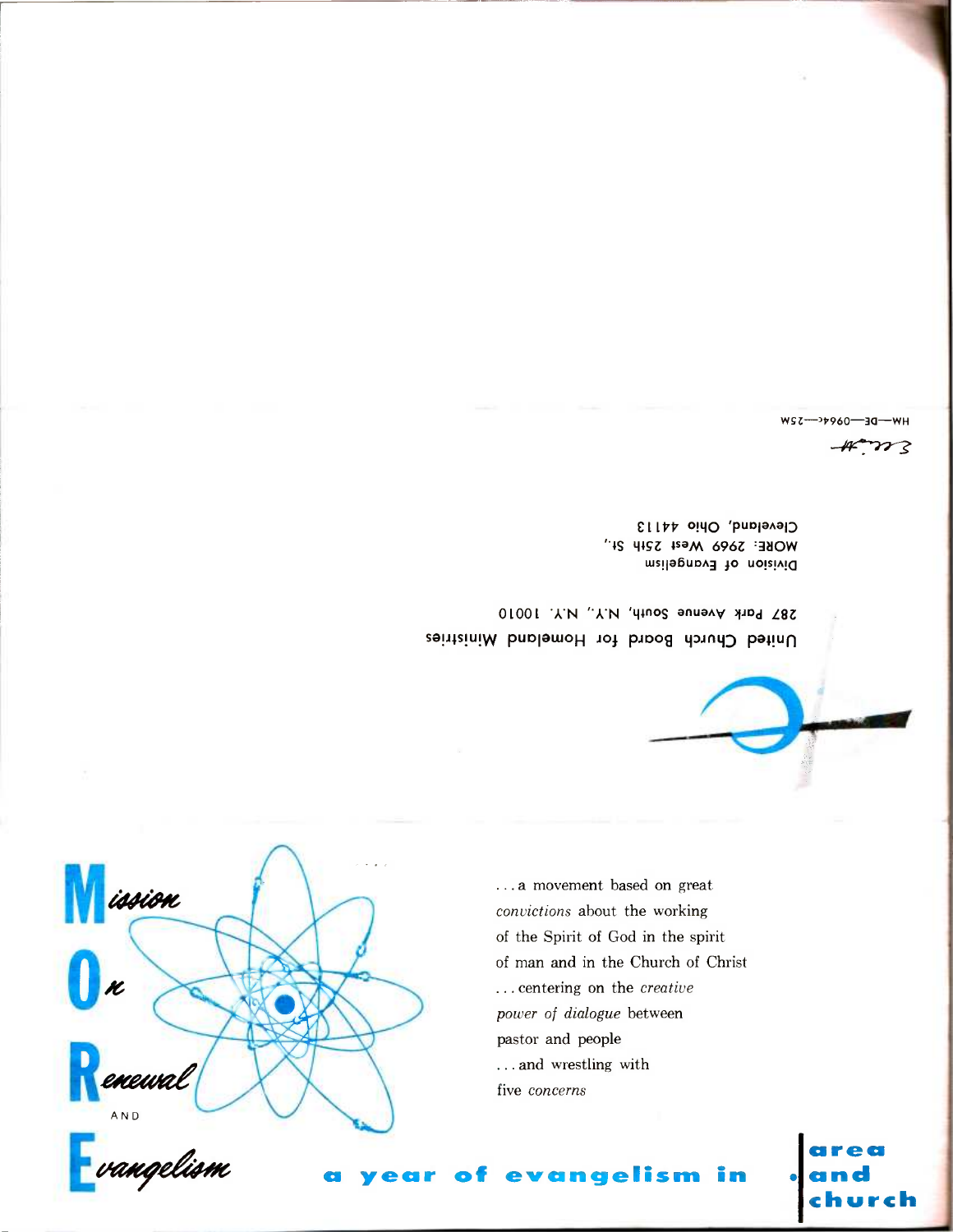United Church Board for Homeland Ministries

287 Park Avenue South, N.Y., N.Y. 10010

Division of Evangelism

MORE: 2969 West 25th St.,

Cleveland, Ohio 44113

HM—DE—0964c—25M

# **M***ission* **O***n* **R***enewal* AND **E***vangelism*

. . . a movement based on great *convictions* about the working of the Spirit of God in the spirit of man and in the Church of Christ . . . centering on the *creative power of dialogue* between pastor and people . . . and wrestling with five *concerns*

**a year of evangelism in area and church**